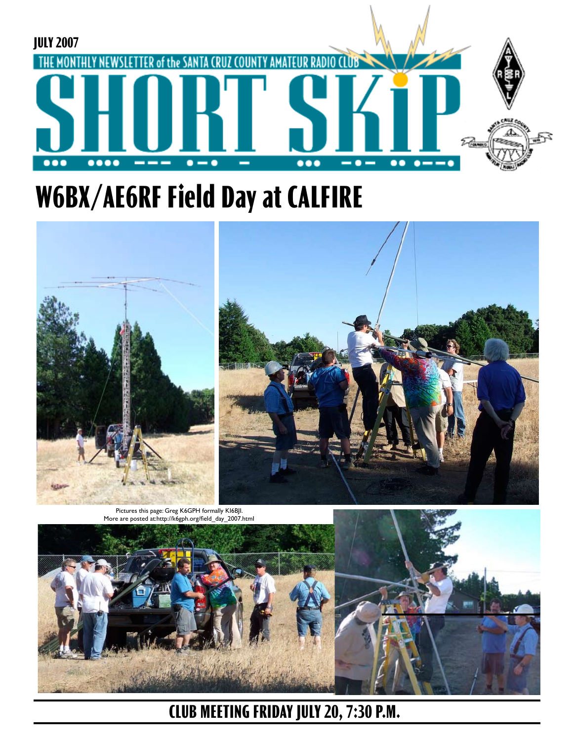JULY 2007

THE MONTHLY NEWSLETTER of the SANTA CRUZ COUNTY AMATEUR RADIO CLUB

# SHORT SKiP

# W6BX/AE6RF Field Day at CALFIRE

Pictures this page: Greg K6GPH formally KI6BJI.
More are posted at:http://k6gph.org/field_day_2007.html

## CLUB MEETING FRIDAY JULY 20, 7:30 P.M.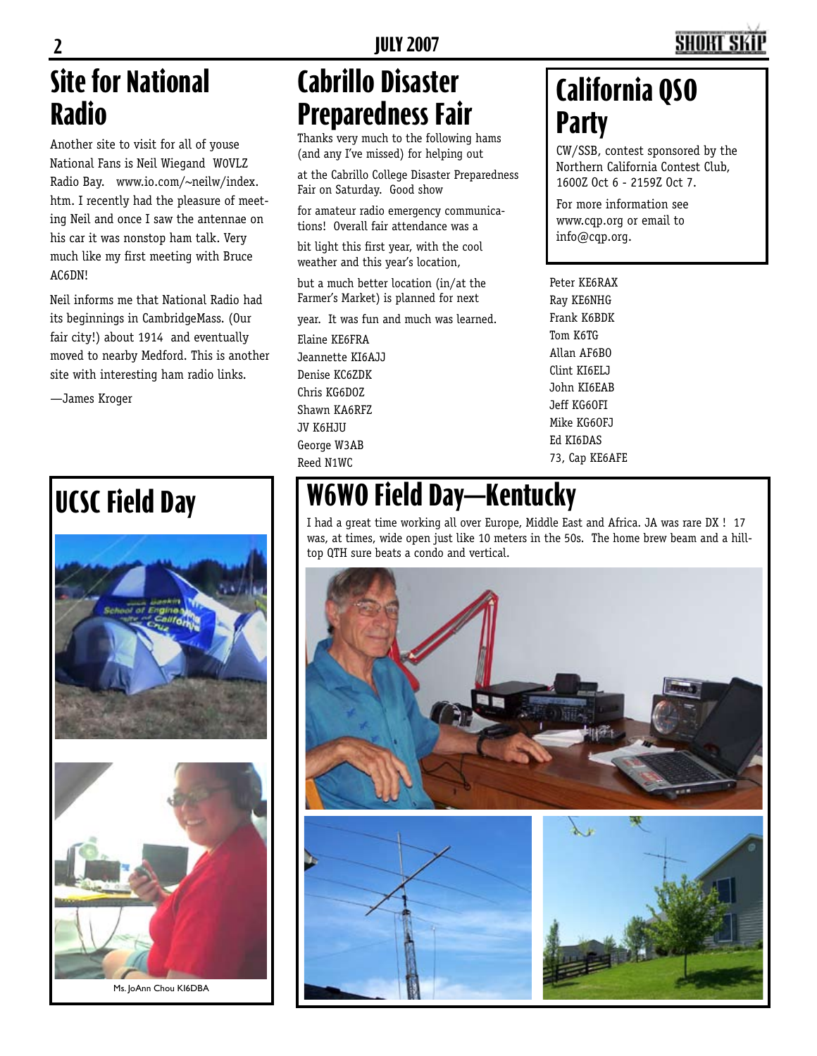# Site for National Radio

Another site to visit for all of youse National Fans is Neil Wiegand W0VLZ Radio Bay. www.io.com/~neilw/index.htm. I recently had the pleasure of meeting Neil and once I saw the antennae on his car it was nonstop ham talk. Very much like my first meeting with Bruce AC6DN!

Neil informs me that National Radio had its beginnings in CambridgeMass. (Our fair city!) about 1914 and eventually moved to nearby Medford. This is another site with interesting ham radio links.

—James Kroger

# Cabrillo Disaster Preparedness Fair

Thanks very much to the following hams (and any I've missed) for helping out at the Cabrillo College Disaster Preparedness Fair on Saturday. Good show for amateur radio emergency communications! Overall fair attendance was a bit light this first year, with the cool weather and this year's location, but a much better location (in/at the Farmer's Market) is planned for next year. It was fun and much was learned.

Elaine KE6FRA
Jeannette KI6AJJ
Denise KC6ZDK
Chris KG6DOZ
Shawn KA6RFZ
JV K6HJU
George W3AB
Reed N1WC
Peter KE6RAX
Ray KE6NHG
Frank K6BDK
Tom K6TG
Allan AF6BO
Clint KI6ELJ
John KI6EAB
Jeff KG6OFI
Mike KG6OFJ
Ed KI6DAS
73, Cap KE6AFE

# California QSO Party

CW/SSB, contest sponsored by the Northern California Contest Club, 1600Z Oct 6 - 2159Z Oct 7.

For more information see www.cqp.org or email to info@cqp.org.

# UCSC Field Day

Ms. JoAnn Chou KI6DBA

# W6WO Field Day—Kentucky

I had a great time working all over Europe, Middle East and Africa. JA was rare DX ! 17 was, at times, wide open just like 10 meters in the 50s. The home brew beam and a hilltop QTH sure beats a condo and vertical.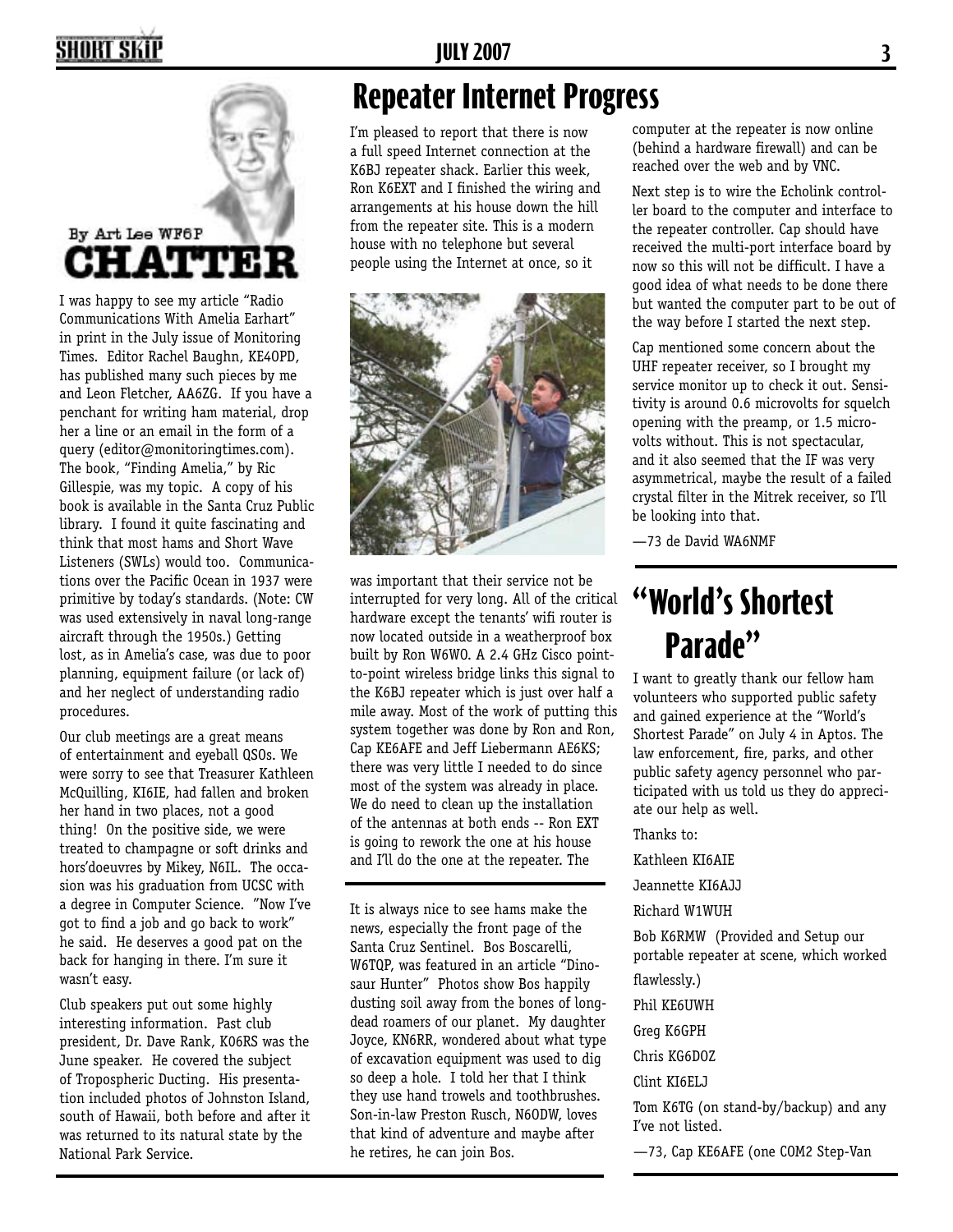# CHATTER

By Art Lee WF6P

I was happy to see my article "Radio Communications With Amelia Earhart" in print in the July issue of Monitoring Times. Editor Rachel Baughn, KE4OPD, has published many such pieces by me and Leon Fletcher, AA6ZG. If you have a penchant for writing ham material, drop her a line or an email in the form of a query (editor@monitoringtimes.com). The book, "Finding Amelia," by Ric Gillespie, was my topic. A copy of his book is available in the Santa Cruz Public library. I found it quite fascinating and think that most hams and Short Wave Listeners (SWLs) would too. Communications over the Pacific Ocean in 1937 were primitive by today's standards. (Note: CW was used extensively in naval long-range aircraft through the 1950s.) Getting lost, as in Amelia's case, was due to poor planning, equipment failure (or lack of) and her neglect of understanding radio procedures.

Our club meetings are a great means of entertainment and eyeball QSOs. We were sorry to see that Treasurer Kathleen McQuilling, KI6IE, had fallen and broken her hand in two places, not a good thing! On the positive side, we were treated to champagne or soft drinks and hors'doeuvres by Mikey, N6IL. The occasion was his graduation from UCSC with a degree in Computer Science. "Now I've got to find a job and go back to work" he said. He deserves a good pat on the back for hanging in there. I'm sure it wasn't easy.

Club speakers put out some highly interesting information. Past club president, Dr. Dave Rank, KO6RS was the June speaker. He covered the subject of Tropospheric Ducting. His presentation included photos of Johnston Island, south of Hawaii, both before and after it was returned to its natural state by the National Park Service.

It is always nice to see hams make the news, especially the front page of the Santa Cruz Sentinel. Bos Boscarelli, W6TQP, was featured in an article "Dinosaur Hunter" Photos show Bos happily dusting soil away from the bones of long-dead roamers of our planet. My daughter Joyce, KN6RR, wondered about what type of excavation equipment was used to dig so deep a hole. I told her that I think they use hand trowels and toothbrushes. Son-in-law Preston Rusch, N6ODW, loves that kind of adventure and maybe after he retires, he can join Bos.

# Repeater Internet Progress

I'm pleased to report that there is now a full speed Internet connection at the K6BJ repeater shack. Earlier this week, Ron K6EXT and I finished the wiring and arrangements at his house down the hill from the repeater site. This is a modern house with no telephone but several people using the Internet at once, so it was important that their service not be interrupted for very long. All of the critical hardware except the tenants' wifi router is now located outside in a weatherproof box built by Ron W6WO. A 2.4 GHz Cisco point-to-point wireless bridge links this signal to the K6BJ repeater which is just over half a mile away. Most of the work of putting this system together was done by Ron and Ron, Cap KE6AFE and Jeff Liebermann AE6KS; there was very little I needed to do since most of the system was already in place. We do need to clean up the installation of the antennas at both ends -- Ron EXT is going to rework the one at his house and I'll do the one at the repeater. The computer at the repeater is now online (behind a hardware firewall) and can be reached over the web and by VNC.

Next step is to wire the Echolink controller board to the computer and interface to the repeater controller. Cap should have received the multi-port interface board by now so this will not be difficult. I have a good idea of what needs to be done there but wanted the computer part to be out of the way before I started the next step.

Cap mentioned some concern about the UHF repeater receiver, so I brought my service monitor up to check it out. Sensitivity is around 0.6 microvolts for squelch opening with the preamp, or 1.5 microvolts without. This is not spectacular, and it also seemed that the IF was very asymmetrical, maybe the result of a failed crystal filter in the Mitrek receiver, so I'll be looking into that.

—73 de David WA6NMF

# "World's Shortest Parade"

I want to greatly thank our fellow ham volunteers who supported public safety and gained experience at the "World's Shortest Parade" on July 4 in Aptos. The law enforcement, fire, parks, and other public safety agency personnel who participated with us told us they do appreciate our help as well.

Thanks to:

Kathleen KI6AIE

Jeannette KI6AJJ

Richard W1WUH

Bob K6RMW (Provided and Setup our portable repeater at scene, which worked flawlessly.)

Phil KE6UWH

Greg K6GPH

Chris KG6DOZ

Clint KI6ELJ

Tom K6TG (on stand-by/backup) and any I've not listed.

—73, Cap KE6AFE (one COM2 Step-Van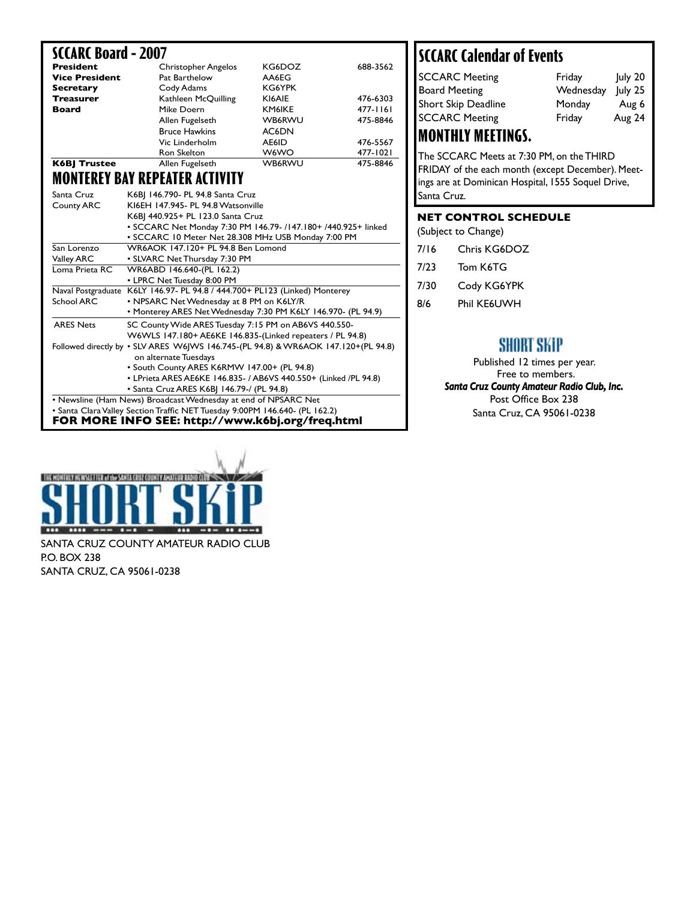## SCCARC Board - 2007

| | | | |
|---|---|---|---|
| **President** | Christopher Angelos | KG6DOZ | 688-3562 |
| **Vice President** | Pat Barthelow | AA6EG | |
| **Secretary** | Cody Adams | KG6YPK | |
| **Treasurer** | Kathleen McQuilling | KI6AIE | 476-6303 |
| **Board** | Mike Doern | KM6IKE | 477-1161 |
| | Allen Fugelseth | WB6RWU | 475-8846 |
| | Bruce Hawkins | AC6DN | |
| | Vic Linderholm | AE6ID | 476-5567 |
| | Ron Skelton | W6WO | 477-1021 |
| **K6BJ Trustee** | Allen Fugelseth | WB6RWU | 475-8846 |

## MONTEREY BAY REPEATER ACTIVITY

| | |
|---|---|
| Santa Cruz County ARC | K6BJ 146.790- PL 94.8 Santa Cruz<br>KI6EH 147.945- PL 94.8 Watsonville<br>K6BJ 440.925+ PL 123.0 Santa Cruz<br>• SCCARC Net Monday 7:30 PM 146.79- /147.180+ /440.925+ linked<br>• SCCARC 10 Meter Net 28.308 MHz USB Monday 7:00 PM |
| San Lorenzo Valley ARC | WR6AOK 147.120+ PL 94.8 Ben Lomond<br>• SLVARC Net Thursday 7:30 PM |
| Loma Prieta RC | WR6ABD 146.640-(PL 162.2)<br>• LPRC Net Tuesday 8:00 PM |
| Naval Postgraduate School ARC | K6LY 146.97- PL 94.8 / 444.700+ PL123 (Linked) Monterey<br>• NPSARC Net Wednesday at 8 PM on K6LY/R<br>• Monterey ARES Net Wednesday 7:30 PM K6LY 146.970- (PL 94.9) |
| ARES Nets | SC County Wide ARES Tuesday 7:15 PM on AB6VS 440.550-<br>W6WLS 147.180+ AE6KE 146.835-(Linked repeaters / PL 94.8) |
| Followed directly by | • SLV ARES W6JWS 146.745-(PL 94.8) & WR6AOK 147.120+(PL 94.8) on alternate Tuesdays<br>• South County ARES K6RMW 147.00+ (PL 94.8)<br>• LPrieta ARES AE6KE 146.835- / AB6VS 440.550+ (Linked /PL 94.8)<br>• Santa Cruz ARES K6BJ 146.79-/ (PL 94.8) |

• Newsline (Ham News) Broadcast Wednesday at end of NPSARC Net
• Santa Clara Valley Section Traffic NET Tuesday 9:00PM 146.640- (PL 162.2)

**FOR MORE INFO SEE: http://www.k6bj.org/freq.html**

## SCCARC Calendar of Events

| | | |
|---|---|---|
| SCCARC Meeting | Friday | July 20 |
| Board Meeting | Wednesday | July 25 |
| Short Skip Deadline | Monday | Aug 6 |
| SCCARC Meeting | Friday | Aug 24 |

## MONTHLY MEETINGS.

The SCCARC Meets at 7:30 PM, on the THIRD FRIDAY of the each month (except December). Meetings are at Dominican Hospital, 1555 Soquel Drive, Santa Cruz.

### NET CONTROL SCHEDULE

(Subject to Change)

| | |
|---|---|
| 7/16 | Chris KG6DOZ |
| 7/23 | Tom K6TG |
| 7/30 | Cody KG6YPK |
| 8/6 | Phil KE6UWH |

### SHORT SKIP

Published 12 times per year.
Free to members.
***Santa Cruz County Amateur Radio Club, Inc.***
Post Office Box 238
Santa Cruz, CA 95061-0238

THE MONTHLY NEWSLETTER of the SANTA CRUZ COUNTY AMATEUR RADIO CLUB

SHORT SKIP

SANTA CRUZ COUNTY AMATEUR RADIO CLUB
P.O. BOX 238
SANTA CRUZ, CA 95061-0238